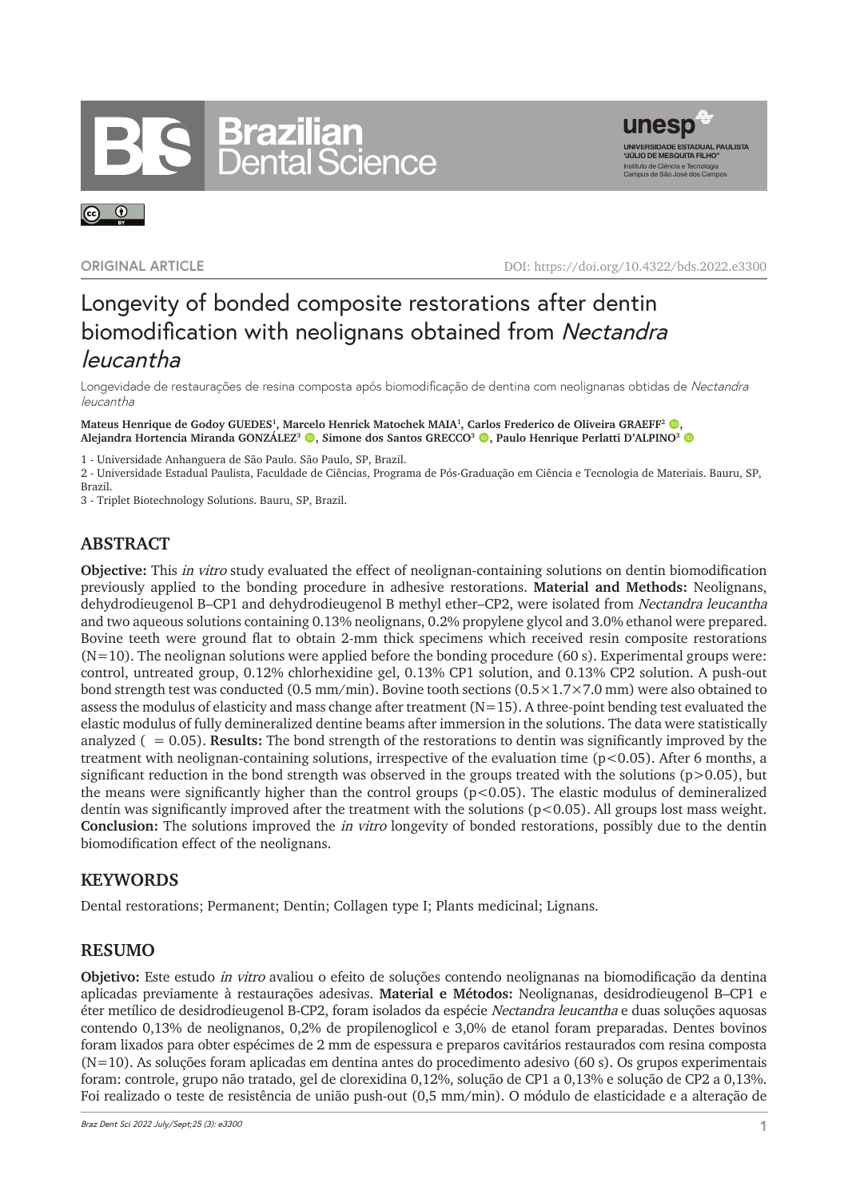ORIGINAL ARTICLE

DOI: https://doi.org/10.4322/bds.2022.e3300

# Longevity of bonded composite restorations after dentin biomodification with neolignans obtained from *Nectandra leucantha*

Longevidade de restaurações de resina composta após biomodificação de dentina com neolignanas obtidas de *Nectandra leucantha*

**Mateus Henrique de Godoy GUEDES[1], Marcelo Henrick Matochek MAIA[1], Carlos Frederico de Oliveira GRAEFF[2], Alejandra Hortencia Miranda GONZÁLEZ[3], Simone dos Santos GRECCO[3], Paulo Henrique Perlatti D'ALPINO[3]**

1 - Universidade Anhanguera de São Paulo. São Paulo, SP, Brazil.

2 - Universidade Estadual Paulista, Faculdade de Ciências, Programa de Pós-Graduação em Ciência e Tecnologia de Materiais. Bauru, SP, Brazil.

3 - Triplet Biotechnology Solutions. Bauru, SP, Brazil.

## ABSTRACT

**Objective:** This *in vitro* study evaluated the effect of neolignan-containing solutions on dentin biomodification previously applied to the bonding procedure in adhesive restorations. **Material and Methods:** Neolignans, dehydrodieugenol B–CP1 and dehydrodieugenol B methyl ether–CP2, were isolated from *Nectandra leucantha* and two aqueous solutions containing 0.13% neolignans, 0.2% propylene glycol and 3.0% ethanol were prepared. Bovine teeth were ground flat to obtain 2-mm thick specimens which received resin composite restorations (N=10). The neolignan solutions were applied before the bonding procedure (60 s). Experimental groups were: control, untreated group, 0.12% chlorhexidine gel, 0.13% CP1 solution, and 0.13% CP2 solution. A push-out bond strength test was conducted (0.5 mm/min). Bovine tooth sections (0.5×1.7×7.0 mm) were also obtained to assess the modulus of elasticity and mass change after treatment (N=15). A three-point bending test evaluated the elastic modulus of fully demineralized dentine beams after immersion in the solutions. The data were statistically analyzed ( = 0.05). **Results:** The bond strength of the restorations to dentin was significantly improved by the treatment with neolignan-containing solutions, irrespective of the evaluation time ($p<0.05$). After 6 months, a significant reduction in the bond strength was observed in the groups treated with the solutions ($p>0.05$), but the means were significantly higher than the control groups ($p<0.05$). The elastic modulus of demineralized dentin was significantly improved after the treatment with the solutions ($p<0.05$). All groups lost mass weight. **Conclusion:** The solutions improved the *in vitro* longevity of bonded restorations, possibly due to the dentin biomodification effect of the neolignans.

## KEYWORDS

Dental restorations; Permanent; Dentin; Collagen type I; Plants medicinal; Lignans.

## RESUMO

**Objetivo:** Este estudo *in vitro* avaliou o efeito de soluções contendo neolignanas na biomodificação da dentina aplicadas previamente à restaurações adesivas. **Material e Métodos:** Neolignanas, desidrodieugenol B–CP1 e éter metílico de desidrodieugenol B-CP2, foram isolados da espécie *Nectandra leucantha* e duas soluções aquosas contendo 0,13% de neolignanos, 0,2% de propilenoglicol e 3,0% de etanol foram preparadas. Dentes bovinos foram lixados para obter espécimes de 2 mm de espessura e preparos cavitários restaurados com resina composta (N=10). As soluções foram aplicadas em dentina antes do procedimento adesivo (60 s). Os grupos experimentais foram: controle, grupo não tratado, gel de clorexidina 0,12%, solução de CP1 a 0,13% e solução de CP2 a 0,13%. Foi realizado o teste de resistência de união push-out (0,5 mm/min). O módulo de elasticidade e a alteração de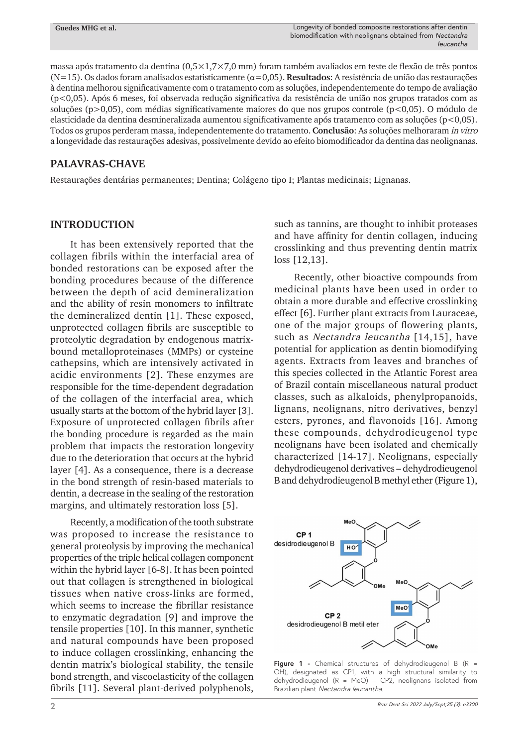massa após tratamento da dentina (0,5×1,7×7,0 mm) foram também avaliados em teste de flexão de três pontos (N=15). Os dados foram analisados estatisticamente (α=0,05). **Resultados**: A resistência de união das restaurações à dentina melhorou significativamente com o tratamento com as soluções, independentemente do tempo de avaliação (p<0,05). Após 6 meses, foi observada redução significativa da resistência de união nos grupos tratados com as soluções (p>0,05), com médias significativamente maiores do que nos grupos controle (p<0,05). O módulo de elasticidade da dentina desmineralizada aumentou significativamente após tratamento com as soluções (p<0,05). Todos os grupos perderam massa, independentemente do tratamento. **Conclusão**: As soluções melhoraram *in vitro* a longevidade das restaurações adesivas, possivelmente devido ao efeito biomodificador da dentina das neolignanas.

## PALAVRAS-CHAVE

Restaurações dentárias permanentes; Dentina; Colágeno tipo I; Plantas medicinais; Lignanas.

## INTRODUCTION

It has been extensively reported that the collagen fibrils within the interfacial area of bonded restorations can be exposed after the bonding procedures because of the difference between the depth of acid demineralization and the ability of resin monomers to infiltrate the demineralized dentin [1]. These exposed, unprotected collagen fibrils are susceptible to proteolytic degradation by endogenous matrix-bound metalloproteinases (MMPs) or cysteine cathepsins, which are intensively activated in acidic environments [2]. These enzymes are responsible for the time-dependent degradation of the collagen of the interfacial area, which usually starts at the bottom of the hybrid layer [3]. Exposure of unprotected collagen fibrils after the bonding procedure is regarded as the main problem that impacts the restoration longevity due to the deterioration that occurs at the hybrid layer [4]. As a consequence, there is a decrease in the bond strength of resin-based materials to dentin, a decrease in the sealing of the restoration margins, and ultimately restoration loss [5].

Recently, a modification of the tooth substrate was proposed to increase the resistance to general proteolysis by improving the mechanical properties of the triple helical collagen component within the hybrid layer [6-8]. It has been pointed out that collagen is strengthened in biological tissues when native cross-links are formed, which seems to increase the fibrillar resistance to enzymatic degradation [9] and improve the tensile properties [10]. In this manner, synthetic and natural compounds have been proposed to induce collagen crosslinking, enhancing the dentin matrix's biological stability, the tensile bond strength, and viscoelasticity of the collagen fibrils [11]. Several plant-derived polyphenols, such as tannins, are thought to inhibit proteases and have affinity for dentin collagen, inducing crosslinking and thus preventing dentin matrix loss [12,13].

Recently, other bioactive compounds from medicinal plants have been used in order to obtain a more durable and effective crosslinking effect [6]. Further plant extracts from Lauraceae, one of the major groups of flowering plants, such as *Nectandra leucantha* [14,15], have potential for application as dentin biomodifying agents. Extracts from leaves and branches of this species collected in the Atlantic Forest area of Brazil contain miscellaneous natural product classes, such as alkaloids, phenylpropanoids, lignans, neolignans, nitro derivatives, benzyl esters, pyrones, and flavonoids [16]. Among these compounds, dehydrodieugenol type neolignans have been isolated and chemically characterized [14-17]. Neolignans, especially dehydrodieugenol derivatives – dehydrodieugenol B and dehydrodieugenol B methyl ether (Figure 1),

**Figure 1 -** Chemical structures of dehydrodieugenol B (R = OH), designated as CP1, with a high structural similarity to dehydrodieugenol (R = MeO) – CP2, neolignans isolated from Brazilian plant *Nectandra leucantha*.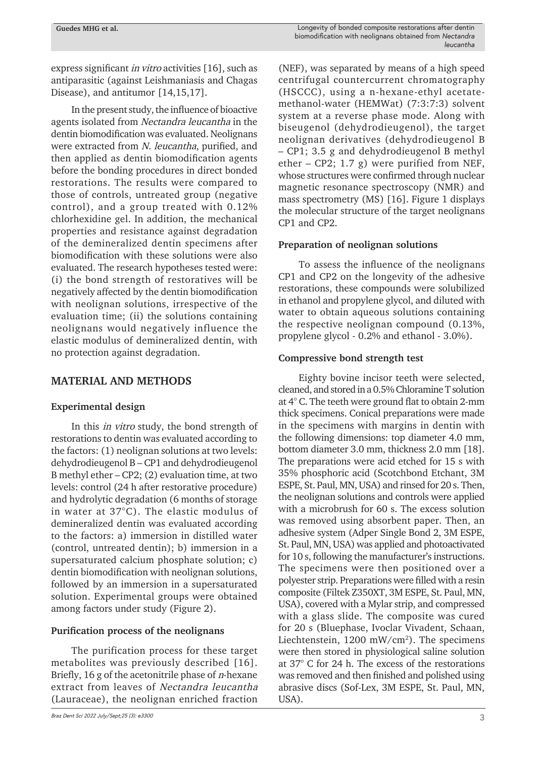express significant *in vitro* activities [16], such as antiparasitic (against Leishmaniasis and Chagas Disease), and antitumor [14,15,17].

In the present study, the influence of bioactive agents isolated from *Nectandra leucantha* in the dentin biomodification was evaluated. Neolignans were extracted from *N. leucantha*, purified, and then applied as dentin biomodification agents before the bonding procedures in direct bonded restorations. The results were compared to those of controls, untreated group (negative control), and a group treated with 0.12% chlorhexidine gel. In addition, the mechanical properties and resistance against degradation of the demineralized dentin specimens after biomodification with these solutions were also evaluated. The research hypotheses tested were: (i) the bond strength of restoratives will be negatively affected by the dentin biomodification with neolignan solutions, irrespective of the evaluation time; (ii) the solutions containing neolignans would negatively influence the elastic modulus of demineralized dentin, with no protection against degradation.

## MATERIAL AND METHODS

### Experimental design

In this *in vitro* study, the bond strength of restorations to dentin was evaluated according to the factors: (1) neolignan solutions at two levels: dehydrodieugenol B – CP1 and dehydrodieugenol B methyl ether – CP2; (2) evaluation time, at two levels: control (24 h after restorative procedure) and hydrolytic degradation (6 months of storage in water at 37°C). The elastic modulus of demineralized dentin was evaluated according to the factors: a) immersion in distilled water (control, untreated dentin); b) immersion in a supersaturated calcium phosphate solution; c) dentin biomodification with neolignan solutions, followed by an immersion in a supersaturated solution. Experimental groups were obtained among factors under study (Figure 2).

### Purification process of the neolignans

The purification process for these target metabolites was previously described [16]. Briefly, 16 g of the acetonitrile phase of *n*-hexane extract from leaves of *Nectandra leucantha* (Lauraceae), the neolignan enriched fraction (NEF), was separated by means of a high speed centrifugal countercurrent chromatography (HSCCC), using a n-hexane-ethyl acetate-methanol-water (HEMWat) (7:3:7:3) solvent system at a reverse phase mode. Along with biseugenol (dehydrodieugenol), the target neolignan derivatives (dehydrodieugenol B – CP1; 3.5 g and dehydrodieugenol B methyl ether – CP2; 1.7 g) were purified from NEF, whose structures were confirmed through nuclear magnetic resonance spectroscopy (NMR) and mass spectrometry (MS) [16]. Figure 1 displays the molecular structure of the target neolignans CP1 and CP2.

### Preparation of neolignan solutions

To assess the influence of the neolignans CP1 and CP2 on the longevity of the adhesive restorations, these compounds were solubilized in ethanol and propylene glycol, and diluted with water to obtain aqueous solutions containing the respective neolignan compound (0.13%, propylene glycol - 0.2% and ethanol - 3.0%).

### Compressive bond strength test

Eighty bovine incisor teeth were selected, cleaned, and stored in a 0.5% Chloramine T solution at 4° C. The teeth were ground flat to obtain 2-mm thick specimens. Conical preparations were made in the specimens with margins in dentin with the following dimensions: top diameter 4.0 mm, bottom diameter 3.0 mm, thickness 2.0 mm [18]. The preparations were acid etched for 15 s with 35% phosphoric acid (Scotchbond Etchant, 3M ESPE, St. Paul, MN, USA) and rinsed for 20 s. Then, the neolignan solutions and controls were applied with a microbrush for 60 s. The excess solution was removed using absorbent paper. Then, an adhesive system (Adper Single Bond 2, 3M ESPE, St. Paul, MN, USA) was applied and photoactivated for 10 s, following the manufacturer's instructions. The specimens were then positioned over a polyester strip. Preparations were filled with a resin composite (Filtek Z350XT, 3M ESPE, St. Paul, MN, USA), covered with a Mylar strip, and compressed with a glass slide. The composite was cured for 20 s (Bluephase, Ivoclar Vivadent, Schaan, Liechtenstein, 1200 mW/cm$^2$). The specimens were then stored in physiological saline solution at 37° C for 24 h. The excess of the restorations was removed and then finished and polished using abrasive discs (Sof-Lex, 3M ESPE, St. Paul, MN, USA).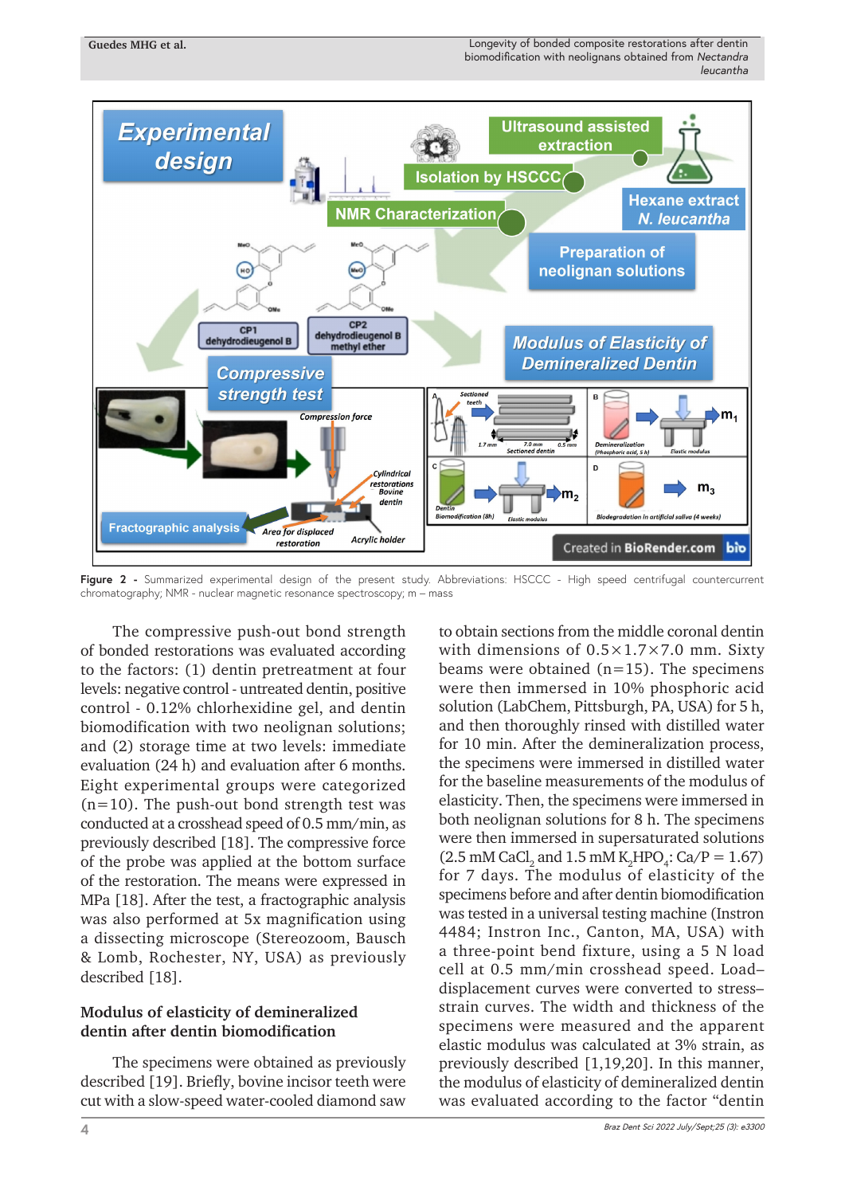**Figure 2 -** Summarized experimental design of the present study. Abbreviations: HSCCC - High speed centrifugal countercurrent chromatography; NMR - nuclear magnetic resonance spectroscopy; m – mass

The compressive push-out bond strength of bonded restorations was evaluated according to the factors: (1) dentin pretreatment at four levels: negative control - untreated dentin, positive control - 0.12% chlorhexidine gel, and dentin biomodification with two neolignan solutions; and (2) storage time at two levels: immediate evaluation (24 h) and evaluation after 6 months. Eight experimental groups were categorized (n=10). The push-out bond strength test was conducted at a crosshead speed of 0.5 mm/min, as previously described [18]. The compressive force of the probe was applied at the bottom surface of the restoration. The means were expressed in MPa [18]. After the test, a fractographic analysis was also performed at 5x magnification using a dissecting microscope (Stereozoom, Bausch & Lomb, Rochester, NY, USA) as previously described [18].

## Modulus of elasticity of demineralized dentin after dentin biomodification

The specimens were obtained as previously described [19]. Briefly, bovine incisor teeth were cut with a slow-speed water-cooled diamond saw to obtain sections from the middle coronal dentin with dimensions of 0.5×1.7×7.0 mm. Sixty beams were obtained (n=15). The specimens were then immersed in 10% phosphoric acid solution (LabChem, Pittsburgh, PA, USA) for 5 h, and then thoroughly rinsed with distilled water for 10 min. After the demineralization process, the specimens were immersed in distilled water for the baseline measurements of the modulus of elasticity. Then, the specimens were immersed in both neolignan solutions for 8 h. The specimens were then immersed in supersaturated solutions (2.5 mM $CaCl_2$ and 1.5 mM $K_2HPO_4$: Ca/P = 1.67) for 7 days. The modulus of elasticity of the specimens before and after dentin biomodification was tested in a universal testing machine (Instron 4484; Instron Inc., Canton, MA, USA) with a three-point bend fixture, using a 5 N load cell at 0.5 mm/min crosshead speed. Load–displacement curves were converted to stress–strain curves. The width and thickness of the specimens were measured and the apparent elastic modulus was calculated at 3% strain, as previously described [1,19,20]. In this manner, the modulus of elasticity of demineralized dentin was evaluated according to the factor “dentin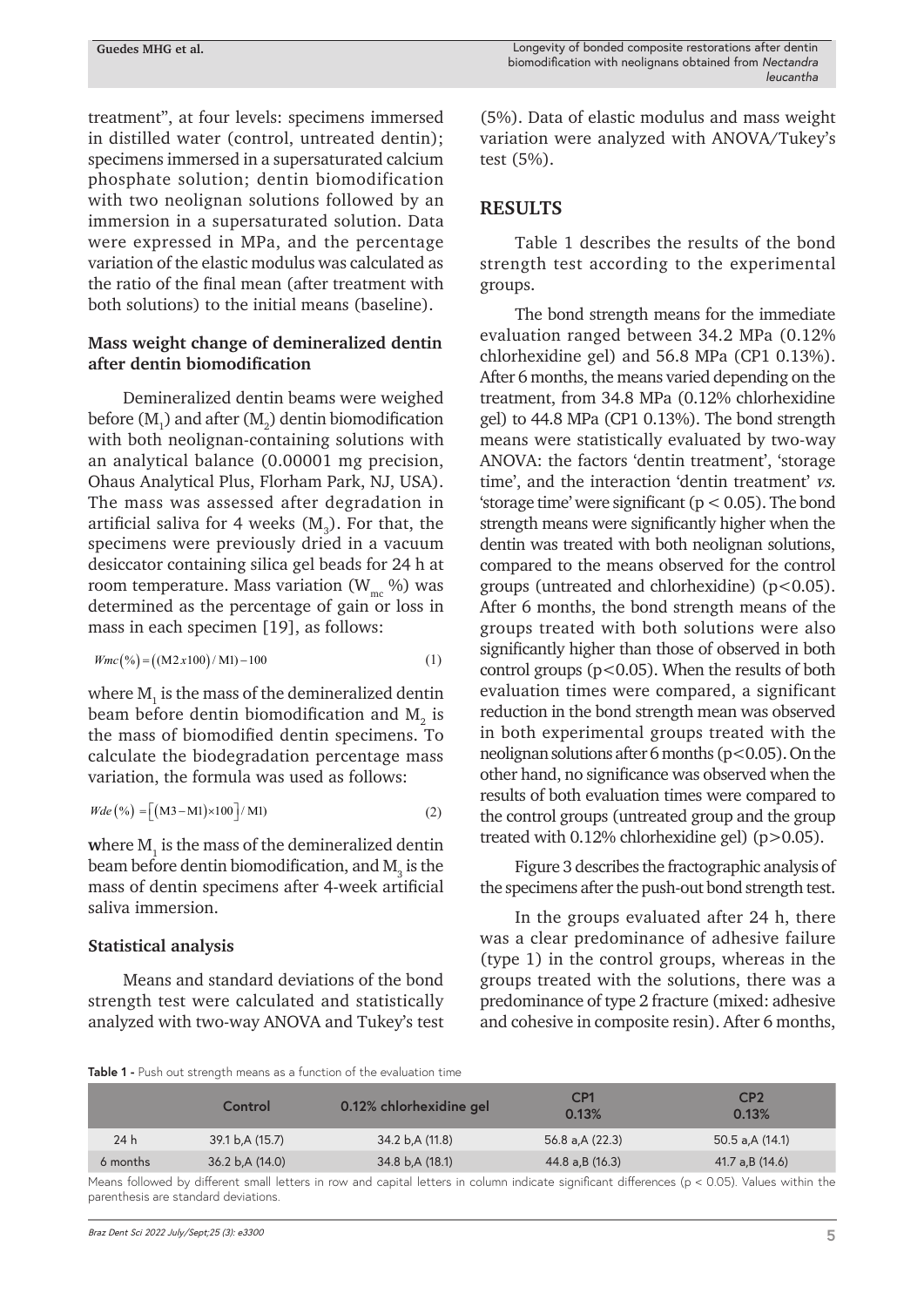treatment", at four levels: specimens immersed in distilled water (control, untreated dentin); specimens immersed in a supersaturated calcium phosphate solution; dentin biomodification with two neolignan solutions followed by an immersion in a supersaturated solution. Data were expressed in MPa, and the percentage variation of the elastic modulus was calculated as the ratio of the final mean (after treatment with both solutions) to the initial means (baseline).

### Mass weight change of demineralized dentin after dentin biomodification

Demineralized dentin beams were weighed before ($M_1$) and after ($M_2$) dentin biomodification with both neolignan-containing solutions with an analytical balance (0.00001 mg precision, Ohaus Analytical Plus, Florham Park, NJ, USA). The mass was assessed after degradation in artificial saliva for 4 weeks ($M_3$). For that, the specimens were previously dried in a vacuum desiccator containing silica gel beads for 24 h at room temperature. Mass variation ($W_{mc}$ %) was determined as the percentage of gain or loss in mass in each specimen [19], as follows:

$$Wmc(\%) = ((M2 x 100) / M1) - 100 \quad (1)$$

where $M_1$ is the mass of the demineralized dentin beam before dentin biomodification and $M_2$ is the mass of biomodified dentin specimens. To calculate the biodegradation percentage mass variation, the formula was used as follows:

$$Wde(\%) = [(M3 - M1) \times 100] / M1) \quad (2)$$

where $M_1$ is the mass of the demineralized dentin beam before dentin biomodification, and $M_3$ is the mass of dentin specimens after 4-week artificial saliva immersion.

### Statistical analysis

Means and standard deviations of the bond strength test were calculated and statistically analyzed with two-way ANOVA and Tukey's test (5%). Data of elastic modulus and mass weight variation were analyzed with ANOVA/Tukey's test (5%).

## RESULTS

Table 1 describes the results of the bond strength test according to the experimental groups.

The bond strength means for the immediate evaluation ranged between 34.2 MPa (0.12% chlorhexidine gel) and 56.8 MPa (CP1 0.13%). After 6 months, the means varied depending on the treatment, from 34.8 MPa (0.12% chlorhexidine gel) to 44.8 MPa (CP1 0.13%). The bond strength means were statistically evaluated by two-way ANOVA: the factors 'dentin treatment', 'storage time', and the interaction 'dentin treatment' *vs.* 'storage time' were significant ($p < 0.05$). The bond strength means were significantly higher when the dentin was treated with both neolignan solutions, compared to the means observed for the control groups (untreated and chlorhexidine) ($p<0.05$). After 6 months, the bond strength means of the groups treated with both solutions were also significantly higher than those of observed in both control groups ($p<0.05$). When the results of both evaluation times were compared, a significant reduction in the bond strength mean was observed in both experimental groups treated with the neolignan solutions after 6 months ($p<0.05$). On the other hand, no significance was observed when the results of both evaluation times were compared to the control groups (untreated group and the group treated with 0.12% chlorhexidine gel) ($p>0.05$).

Figure 3 describes the fractographic analysis of the specimens after the push-out bond strength test.

In the groups evaluated after 24 h, there was a clear predominance of adhesive failure (type 1) in the control groups, whereas in the groups treated with the solutions, there was a predominance of type 2 fracture (mixed: adhesive and cohesive in composite resin). After 6 months,

**Table 1 -** Push out strength means as a function of the evaluation time

| | Control | 0.12% chlorhexidine gel | CP1 0.13% | CP2 0.13% |
|---|---|---|---|---|
| 24 h | 39.1 b,A (15.7) | 34.2 b,A (11.8) | 56.8 a,A (22.3) | 50.5 a,A (14.1) |
| 6 months | 36.2 b,A (14.0) | 34.8 b,A (18.1) | 44.8 a,B (16.3) | 41.7 a,B (14.6) |

Means followed by different small letters in row and capital letters in column indicate significant differences ($p < 0.05$). Values within the parenthesis are standard deviations.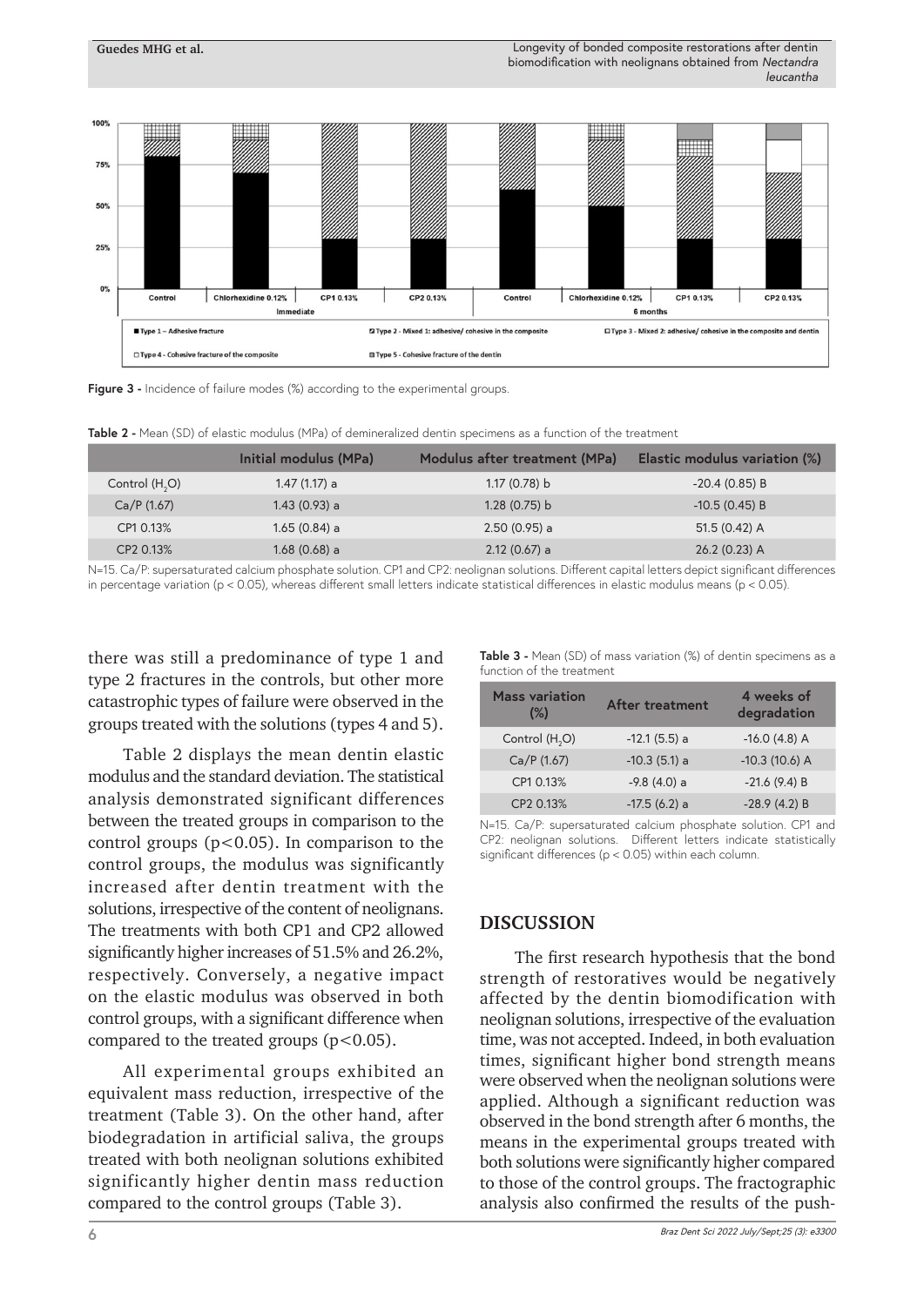Figure 3 - Incidence of failure modes (%) according to the experimental groups.

**Table 2 -** Mean (SD) of elastic modulus (MPa) of demineralized dentin specimens as a function of the treatment

| | Initial modulus (MPa) | Modulus after treatment (MPa) | Elastic modulus variation (%) |
|---|---|---|---|
| Control ($H_2O$) | 1.47 (1.17) a | 1.17 (0.78) b | -20.4 (0.85) B |
| Ca/P (1.67) | 1.43 (0.93) a | 1.28 (0.75) b | -10.5 (0.45) B |
| CP1 0.13% | 1.65 (0.84) a | 2.50 (0.95) a | 51.5 (0.42) A |
| CP2 0.13% | 1.68 (0.68) a | 2.12 (0.67) a | 26.2 (0.23) A |

N=15. Ca/P: supersaturated calcium phosphate solution. CP1 and CP2: neolignan solutions. Different capital letters depict significant differences in percentage variation ($p < 0.05$), whereas different small letters indicate statistical differences in elastic modulus means ($p < 0.05$).

there was still a predominance of type 1 and type 2 fractures in the controls, but other more catastrophic types of failure were observed in the groups treated with the solutions (types 4 and 5).

Table 2 displays the mean dentin elastic modulus and the standard deviation. The statistical analysis demonstrated significant differences between the treated groups in comparison to the control groups ($p<0.05$). In comparison to the control groups, the modulus was significantly increased after dentin treatment with the solutions, irrespective of the content of neolignans. The treatments with both CP1 and CP2 allowed significantly higher increases of 51.5% and 26.2%, respectively. Conversely, a negative impact on the elastic modulus was observed in both control groups, with a significant difference when compared to the treated groups ($p<0.05$).

All experimental groups exhibited an equivalent mass reduction, irrespective of the treatment (Table 3). On the other hand, after biodegradation in artificial saliva, the groups treated with both neolignan solutions exhibited significantly higher dentin mass reduction compared to the control groups (Table 3).

**Table 3 -** Mean (SD) of mass variation (%) of dentin specimens as a function of the treatment

| Mass variation (%) | After treatment | 4 weeks of degradation |
|---|---|---|
| Control ($H_2O$) | -12.1 (5.5) a | -16.0 (4.8) A |
| Ca/P (1.67) | -10.3 (5.1) a | -10.3 (10.6) A |
| CP1 0.13% | -9.8 (4.0) a | -21.6 (9.4) B |
| CP2 0.13% | -17.5 (6.2) a | -28.9 (4.2) B |

N=15. Ca/P: supersaturated calcium phosphate solution. CP1 and CP2: neolignan solutions. Different letters indicate statistically significant differences ($p < 0.05$) within each column.

## DISCUSSION

The first research hypothesis that the bond strength of restoratives would be negatively affected by the dentin biomodification with neolignan solutions, irrespective of the evaluation time, was not accepted. Indeed, in both evaluation times, significant higher bond strength means were observed when the neolignan solutions were applied. Although a significant reduction was observed in the bond strength after 6 months, the means in the experimental groups treated with both solutions were significantly higher compared to those of the control groups. The fractographic analysis also confirmed the results of the push-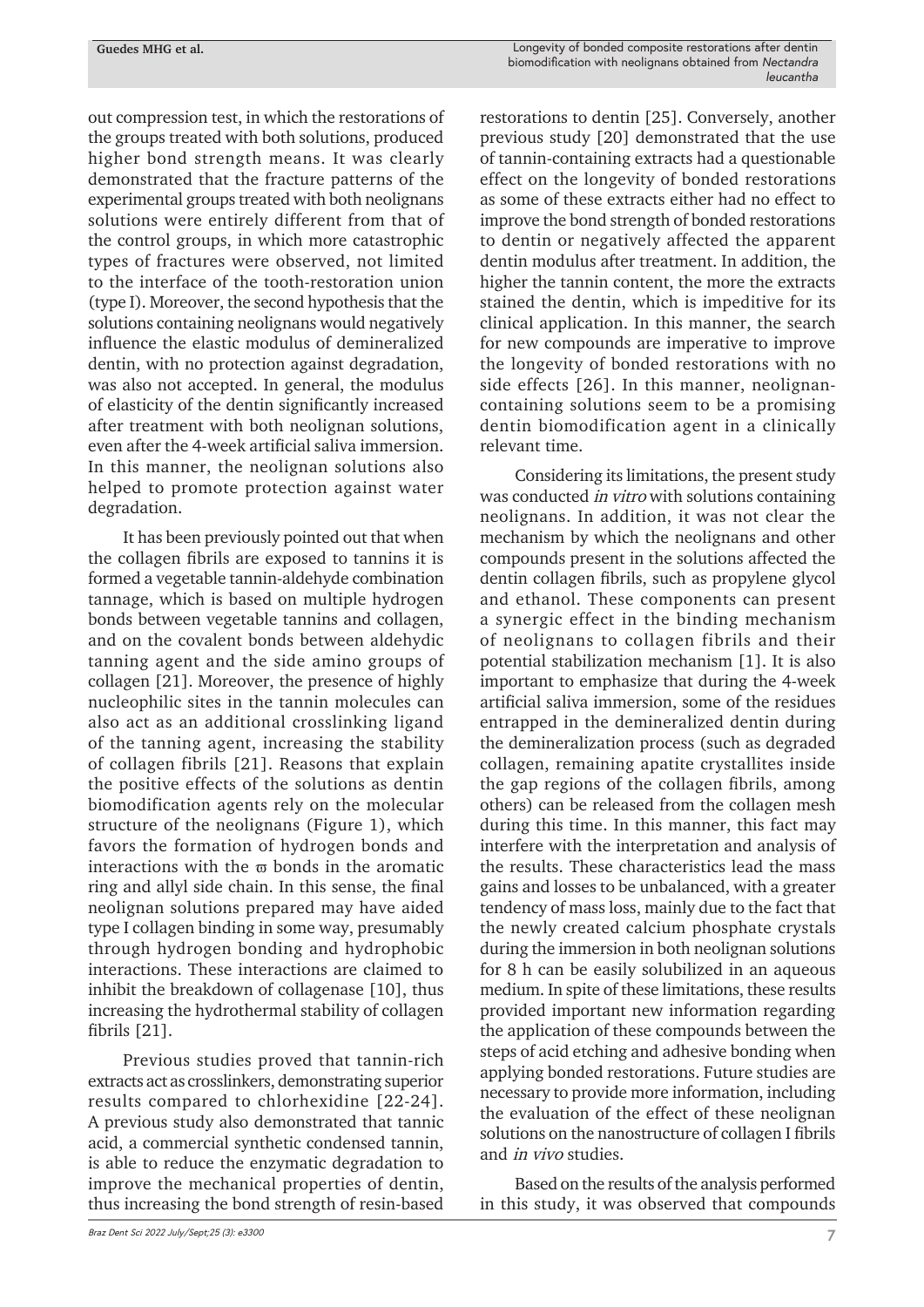out compression test, in which the restorations of the groups treated with both solutions, produced higher bond strength means. It was clearly demonstrated that the fracture patterns of the experimental groups treated with both neolignans solutions were entirely different from that of the control groups, in which more catastrophic types of fractures were observed, not limited to the interface of the tooth-restoration union (type I). Moreover, the second hypothesis that the solutions containing neolignans would negatively influence the elastic modulus of demineralized dentin, with no protection against degradation, was also not accepted. In general, the modulus of elasticity of the dentin significantly increased after treatment with both neolignan solutions, even after the 4-week artificial saliva immersion. In this manner, the neolignan solutions also helped to promote protection against water degradation.

It has been previously pointed out that when the collagen fibrils are exposed to tannins it is formed a vegetable tannin-aldehyde combination tannage, which is based on multiple hydrogen bonds between vegetable tannins and collagen, and on the covalent bonds between aldehydic tanning agent and the side amino groups of collagen [21]. Moreover, the presence of highly nucleophilic sites in the tannin molecules can also act as an additional crosslinking ligand of the tanning agent, increasing the stability of collagen fibrils [21]. Reasons that explain the positive effects of the solutions as dentin biomodification agents rely on the molecular structure of the neolignans (Figure 1), which favors the formation of hydrogen bonds and interactions with the ϖ bonds in the aromatic ring and allyl side chain. In this sense, the final neolignan solutions prepared may have aided type I collagen binding in some way, presumably through hydrogen bonding and hydrophobic interactions. These interactions are claimed to inhibit the breakdown of collagenase [10], thus increasing the hydrothermal stability of collagen fibrils [21].

Previous studies proved that tannin-rich extracts act as crosslinkers, demonstrating superior results compared to chlorhexidine [22-24]. A previous study also demonstrated that tannic acid, a commercial synthetic condensed tannin, is able to reduce the enzymatic degradation to improve the mechanical properties of dentin, thus increasing the bond strength of resin-based restorations to dentin [25]. Conversely, another previous study [20] demonstrated that the use of tannin-containing extracts had a questionable effect on the longevity of bonded restorations as some of these extracts either had no effect to improve the bond strength of bonded restorations to dentin or negatively affected the apparent dentin modulus after treatment. In addition, the higher the tannin content, the more the extracts stained the dentin, which is impeditive for its clinical application. In this manner, the search for new compounds are imperative to improve the longevity of bonded restorations with no side effects [26]. In this manner, neolignan-containing solutions seem to be a promising dentin biomodification agent in a clinically relevant time.

Considering its limitations, the present study was conducted *in vitro* with solutions containing neolignans. In addition, it was not clear the mechanism by which the neolignans and other compounds present in the solutions affected the dentin collagen fibrils, such as propylene glycol and ethanol. These components can present a synergic effect in the binding mechanism of neolignans to collagen fibrils and their potential stabilization mechanism [1]. It is also important to emphasize that during the 4-week artificial saliva immersion, some of the residues entrapped in the demineralized dentin during the demineralization process (such as degraded collagen, remaining apatite crystallites inside the gap regions of the collagen fibrils, among others) can be released from the collagen mesh during this time. In this manner, this fact may interfere with the interpretation and analysis of the results. These characteristics lead the mass gains and losses to be unbalanced, with a greater tendency of mass loss, mainly due to the fact that the newly created calcium phosphate crystals during the immersion in both neolignan solutions for 8 h can be easily solubilized in an aqueous medium. In spite of these limitations, these results provided important new information regarding the application of these compounds between the steps of acid etching and adhesive bonding when applying bonded restorations. Future studies are necessary to provide more information, including the evaluation of the effect of these neolignan solutions on the nanostructure of collagen I fibrils and *in vivo* studies.

Based on the results of the analysis performed in this study, it was observed that compounds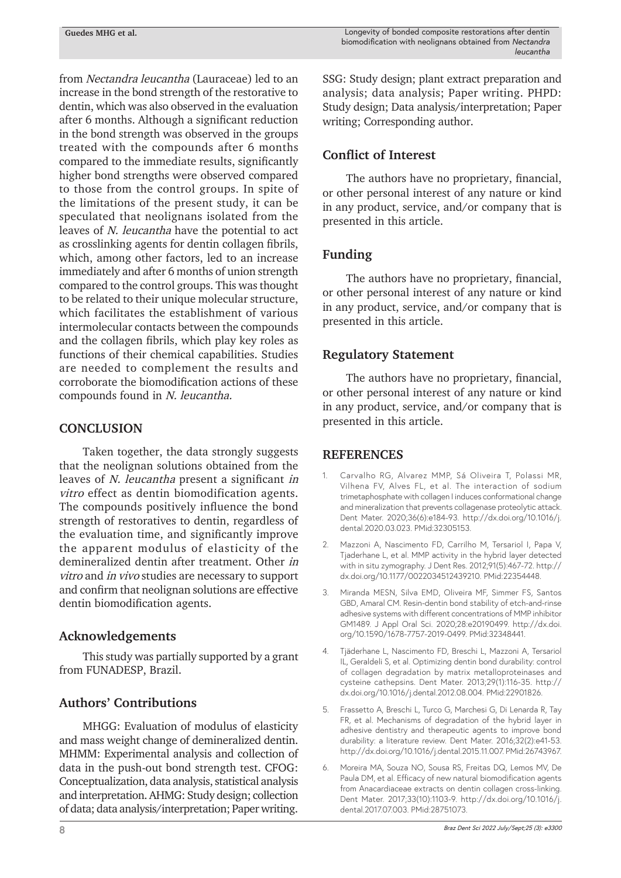from *Nectandra leucantha* (Lauraceae) led to an increase in the bond strength of the restorative to dentin, which was also observed in the evaluation after 6 months. Although a significant reduction in the bond strength was observed in the groups treated with the compounds after 6 months compared to the immediate results, significantly higher bond strengths were observed compared to those from the control groups. In spite of the limitations of the present study, it can be speculated that neolignans isolated from the leaves of *N. leucantha* have the potential to act as crosslinking agents for dentin collagen fibrils, which, among other factors, led to an increase immediately and after 6 months of union strength compared to the control groups. This was thought to be related to their unique molecular structure, which facilitates the establishment of various intermolecular contacts between the compounds and the collagen fibrils, which play key roles as functions of their chemical capabilities. Studies are needed to complement the results and corroborate the biomodification actions of these compounds found in *N. leucantha.*

## CONCLUSION

Taken together, the data strongly suggests that the neolignan solutions obtained from the leaves of *N. leucantha* present a significant *in vitro* effect as dentin biomodification agents. The compounds positively influence the bond strength of restoratives to dentin, regardless of the evaluation time, and significantly improve the apparent modulus of elasticity of the demineralized dentin after treatment. Other *in vitro* and *in vivo* studies are necessary to support and confirm that neolignan solutions are effective dentin biomodification agents.

## Acknowledgements

This study was partially supported by a grant from FUNADESP, Brazil.

## Authors' Contributions

MHGG: Evaluation of modulus of elasticity and mass weight change of demineralized dentin. MHMM: Experimental analysis and collection of data in the push-out bond strength test. CFOG: Conceptualization, data analysis, statistical analysis and interpretation. AHMG: Study design; collection of data; data analysis/interpretation; Paper writing. SSG: Study design; plant extract preparation and analysis; data analysis; Paper writing. PHPD: Study design; Data analysis/interpretation; Paper writing; Corresponding author.

## Conflict of Interest

The authors have no proprietary, financial, or other personal interest of any nature or kind in any product, service, and/or company that is presented in this article.

## Funding

The authors have no proprietary, financial, or other personal interest of any nature or kind in any product, service, and/or company that is presented in this article.

## Regulatory Statement

The authors have no proprietary, financial, or other personal interest of any nature or kind in any product, service, and/or company that is presented in this article.

## REFERENCES

1. Carvalho RG, Alvarez MMP, Sá Oliveira T, Polassi MR, Vilhena FV, Alves FL, et al. The interaction of sodium trimetaphosphate with collagen I induces conformational change and mineralization that prevents collagenase proteolytic attack. Dent Mater. 2020;36(6):e184-93. http://dx.doi.org/10.1016/j.dental.2020.03.023. PMid:32305153.
2. Mazzoni A, Nascimento FD, Carrilho M, Tersariol I, Papa V, Tjaderhane L, et al. MMP activity in the hybrid layer detected with in situ zymography. J Dent Res. 2012;91(5):467-72. http://dx.doi.org/10.1177/0022034512439210. PMid:22354448.
3. Miranda MESN, Silva EMD, Oliveira MF, Simmer FS, Santos GBD, Amaral CM. Resin-dentin bond stability of etch-and-rinse adhesive systems with different concentrations of MMP inhibitor GM1489. J Appl Oral Sci. 2020;28:e20190499. http://dx.doi.org/10.1590/1678-7757-2019-0499. PMid:32348441.
4. Tjäderhane L, Nascimento FD, Breschi L, Mazzoni A, Tersariol IL, Geraldeli S, et al. Optimizing dentin bond durability: control of collagen degradation by matrix metalloproteinases and cysteine cathepsins. Dent Mater. 2013;29(1):116-35. http://dx.doi.org/10.1016/j.dental.2012.08.004. PMid:22901826.
5. Frassetto A, Breschi L, Turco G, Marchesi G, Di Lenarda R, Tay FR, et al. Mechanisms of degradation of the hybrid layer in adhesive dentistry and therapeutic agents to improve bond durability: a literature review. Dent Mater. 2016;32(2):e41-53. http://dx.doi.org/10.1016/j.dental.2015.11.007. PMid:26743967.
6. Moreira MA, Souza NO, Sousa RS, Freitas DQ, Lemos MV, De Paula DM, et al. Efficacy of new natural biomodification agents from Anacardiaceae extracts on dentin collagen cross-linking. Dent Mater. 2017;33(10):1103-9. http://dx.doi.org/10.1016/j.dental.2017.07.003. PMid:28751073.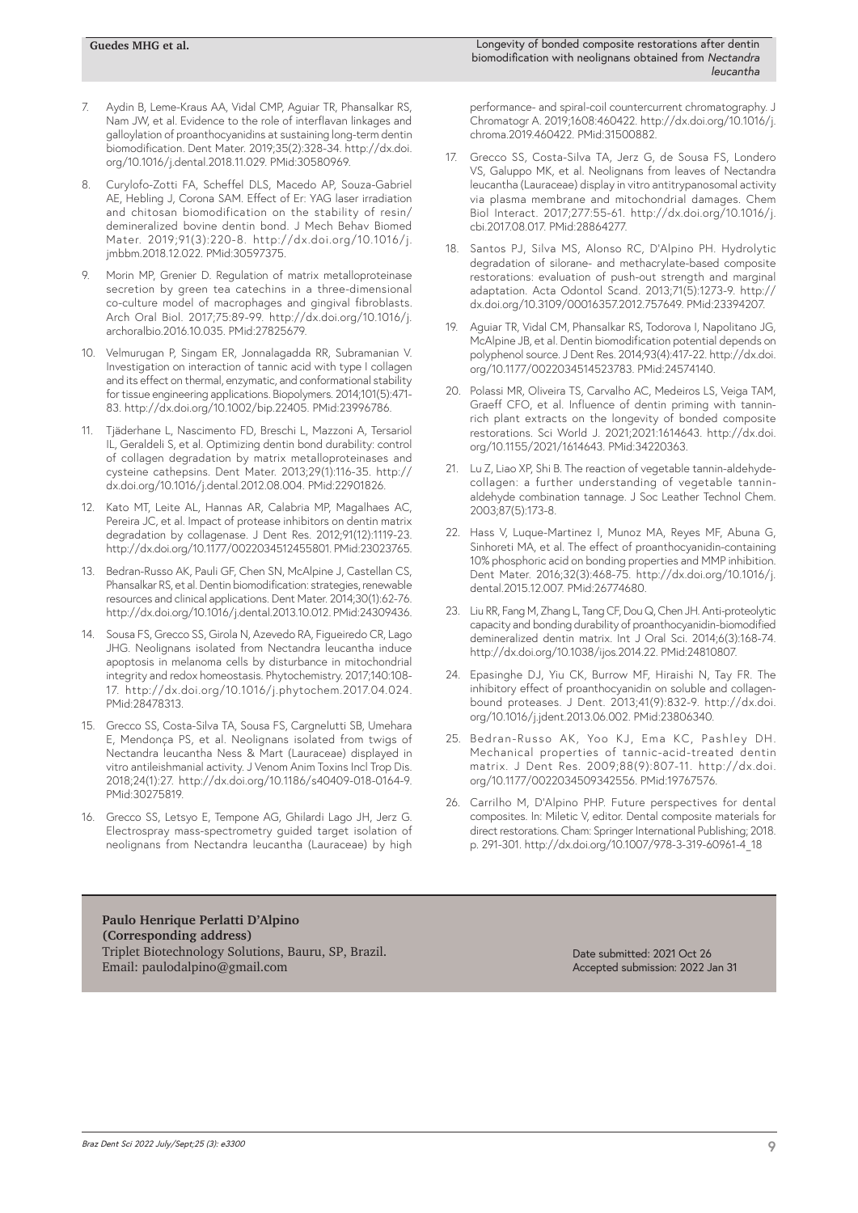7. Aydin B, Leme-Kraus AA, Vidal CMP, Aguiar TR, Phansalkar RS, Nam JW, et al. Evidence to the role of interflavan linkages and galloylation of proanthocyanidins at sustaining long-term dentin biomodification. Dent Mater. 2019;35(2):328-34. http://dx.doi.org/10.1016/j.dental.2018.11.029. PMid:30580969.

8. Curylofo-Zotti FA, Scheffel DLS, Macedo AP, Souza-Gabriel AE, Hebling J, Corona SAM. Effect of Er: YAG laser irradiation and chitosan biomodification on the stability of resin/demineralized bovine dentin bond. J Mech Behav Biomed Mater. 2019;91(3):220-8. http://dx.doi.org/10.1016/j.jmbbm.2018.12.022. PMid:30597375.

9. Morin MP, Grenier D. Regulation of matrix metalloproteinase secretion by green tea catechins in a three-dimensional co-culture model of macrophages and gingival fibroblasts. Arch Oral Biol. 2017;75:89-99. http://dx.doi.org/10.1016/j.archoralbio.2016.10.035. PMid:27825679.

10. Velmurugan P, Singam ER, Jonnalagadda RR, Subramanian V. Investigation on interaction of tannic acid with type I collagen and its effect on thermal, enzymatic, and conformational stability for tissue engineering applications. Biopolymers. 2014;101(5):471-83. http://dx.doi.org/10.1002/bip.22405. PMid:23996786.

11. Tjäderhane L, Nascimento FD, Breschi L, Mazzoni A, Tersariol IL, Geraldeli S, et al. Optimizing dentin bond durability: control of collagen degradation by matrix metalloproteinases and cysteine cathepsins. Dent Mater. 2013;29(1):116-35. http://dx.doi.org/10.1016/j.dental.2012.08.004. PMid:22901826.

12. Kato MT, Leite AL, Hannas AR, Calabria MP, Magalhaes AC, Pereira JC, et al. Impact of protease inhibitors on dentin matrix degradation by collagenase. J Dent Res. 2012;91(12):1119-23. http://dx.doi.org/10.1177/0022034512455801. PMid:23023765.

13. Bedran-Russo AK, Pauli GF, Chen SN, McAlpine J, Castellan CS, Phansalkar RS, et al. Dentin biomodification: strategies, renewable resources and clinical applications. Dent Mater. 2014;30(1):62-76. http://dx.doi.org/10.1016/j.dental.2013.10.012. PMid:24309436.

14. Sousa FS, Grecco SS, Girola N, Azevedo RA, Figueiredo CR, Lago JHG. Neolignans isolated from Nectandra leucantha induce apoptosis in melanoma cells by disturbance in mitochondrial integrity and redox homeostasis. Phytochemistry. 2017;140:108-17. http://dx.doi.org/10.1016/j.phytochem.2017.04.024. PMid:28478313.

15. Grecco SS, Costa-Silva TA, Sousa FS, Cargnelutti SB, Umehara E, Mendonça PS, et al. Neolignans isolated from twigs of Nectandra leucantha Ness & Mart (Lauraceae) displayed in vitro antileishmanial activity. J Venom Anim Toxins Incl Trop Dis. 2018;24(1):27. http://dx.doi.org/10.1186/s40409-018-0164-9. PMid:30275819.

16. Grecco SS, Letsyo E, Tempone AG, Ghilardi Lago JH, Jerz G. Electrospray mass-spectrometry guided target isolation of neolignans from Nectandra leucantha (Lauraceae) by high performance- and spiral-coil countercurrent chromatography. J Chromatogr A. 2019;1608:460422. http://dx.doi.org/10.1016/j.chroma.2019.460422. PMid:31500882.

17. Grecco SS, Costa-Silva TA, Jerz G, de Sousa FS, Londero VS, Galuppo MK, et al. Neolignans from leaves of Nectandra leucantha (Lauraceae) display in vitro antitrypanosomal activity via plasma membrane and mitochondrial damages. Chem Biol Interact. 2017;277:55-61. http://dx.doi.org/10.1016/j.cbi.2017.08.017. PMid:28864277.

18. Santos PJ, Silva MS, Alonso RC, D'Alpino PH. Hydrolytic degradation of silorane- and methacrylate-based composite restorations: evaluation of push-out strength and marginal adaptation. Acta Odontol Scand. 2013;71(5):1273-9. http://dx.doi.org/10.3109/00016357.2012.757649. PMid:23394207.

19. Aguiar TR, Vidal CM, Phansalkar RS, Todorova I, Napolitano JG, McAlpine JB, et al. Dentin biomodification potential depends on polyphenol source. J Dent Res. 2014;93(4):417-22. http://dx.doi.org/10.1177/0022034514523783. PMid:24574140.

20. Polassi MR, Oliveira TS, Carvalho AC, Medeiros LS, Veiga TAM, Graeff CFO, et al. Influence of dentin priming with tannin-rich plant extracts on the longevity of bonded composite restorations. Sci World J. 2021;2021:1614643. http://dx.doi.org/10.1155/2021/1614643. PMid:34220363.

21. Lu Z, Liao XP, Shi B. The reaction of vegetable tannin-aldehyde-collagen: a further understanding of vegetable tannin-aldehyde combination tannage. J Soc Leather Technol Chem. 2003;87(5):173-8.

22. Hass V, Luque-Martinez I, Munoz MA, Reyes MF, Abuna G, Sinhoreti MA, et al. The effect of proanthocyanidin-containing 10% phosphoric acid on bonding properties and MMP inhibition. Dent Mater. 2016;32(3):468-75. http://dx.doi.org/10.1016/j.dental.2015.12.007. PMid:26774680.

23. Liu RR, Fang M, Zhang L, Tang CF, Dou Q, Chen JH. Anti-proteolytic capacity and bonding durability of proanthocyanidin-biomodified demineralized dentin matrix. Int J Oral Sci. 2014;6(3):168-74. http://dx.doi.org/10.1038/ijos.2014.22. PMid:24810807.

24. Epasinghe DJ, Yiu CK, Burrow MF, Hiraishi N, Tay FR. The inhibitory effect of proanthocyanidin on soluble and collagen-bound proteases. J Dent. 2013;41(9):832-9. http://dx.doi.org/10.1016/j.jdent.2013.06.002. PMid:23806340.

25. Bedran-Russo AK, Yoo KJ, Ema KC, Pashley DH. Mechanical properties of tannic-acid-treated dentin matrix. J Dent Res. 2009;88(9):807-11. http://dx.doi.org/10.1177/0022034509342556. PMid:19767576.

26. Carrilho M, D'Alpino PHP. Future perspectives for dental composites. In: Miletic V, editor. Dental composite materials for direct restorations. Cham: Springer International Publishing; 2018. p. 291-301. http://dx.doi.org/10.1007/978-3-319-60961-4_18

**Paulo Henrique Perlatti D'Alpino**
**(Corresponding address)**
Triplet Biotechnology Solutions, Bauru, SP, Brazil.
Email: paulodalpino@gmail.com

Date submitted: 2021 Oct 26
Accepted submission: 2022 Jan 31